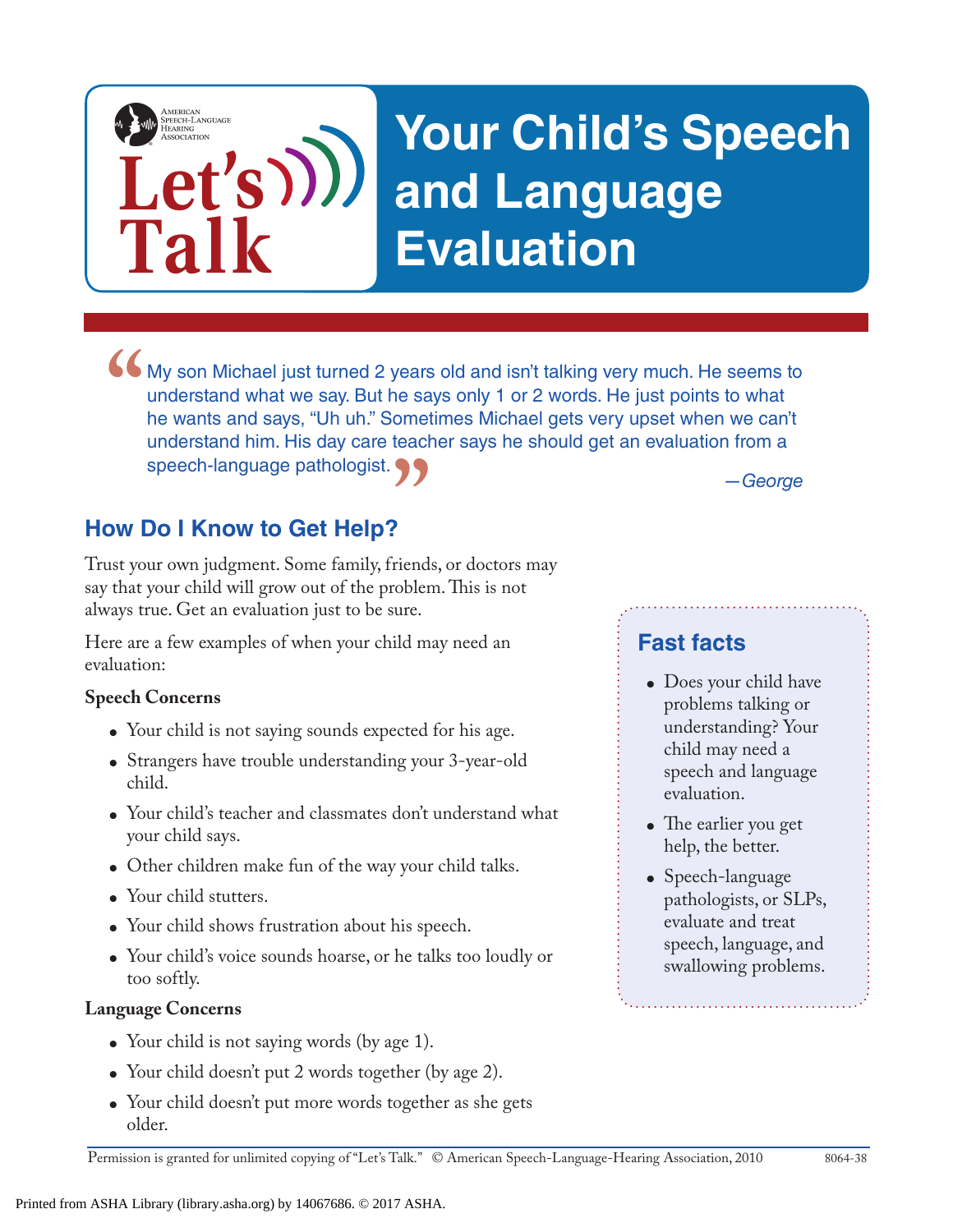# Your Child's Speech and Language Evaluation

Let's Talk

American Speech-Language Hearing Association

> "My son Michael just turned 2 years old and isn't talking very much. He seems to understand what we say. But he says only 1 or 2 words. He just points to what he wants and says, "Uh uh." Sometimes Michael gets very upset when we can't understand him. His day care teacher says he should get an evaluation from a speech-language pathologist."
>
> —*George*

## How Do I Know to Get Help?

Trust your own judgment. Some family, friends, or doctors may say that your child will grow out of the problem. This is not always true. Get an evaluation just to be sure.

Here are a few examples of when your child may need an evaluation:

**Speech Concerns**

- Your child is not saying sounds expected for his age.
- Strangers have trouble understanding your 3-year-old child.
- Your child's teacher and classmates don't understand what your child says.
- Other children make fun of the way your child talks.
- Your child stutters.
- Your child shows frustration about his speech.
- Your child's voice sounds hoarse, or he talks too loudly or too softly.

**Language Concerns**

- Your child is not saying words (by age 1).
- Your child doesn't put 2 words together (by age 2).
- Your child doesn't put more words together as she gets older.

### Fast facts

- Does your child have problems talking or understanding? Your child may need a speech and language evaluation.
- The earlier you get help, the better.
- Speech-language pathologists, or SLPs, evaluate and treat speech, language, and swallowing problems.

Permission is granted for unlimited copying of "Let's Talk." © American Speech-Language-Hearing Association, 2010 8064-38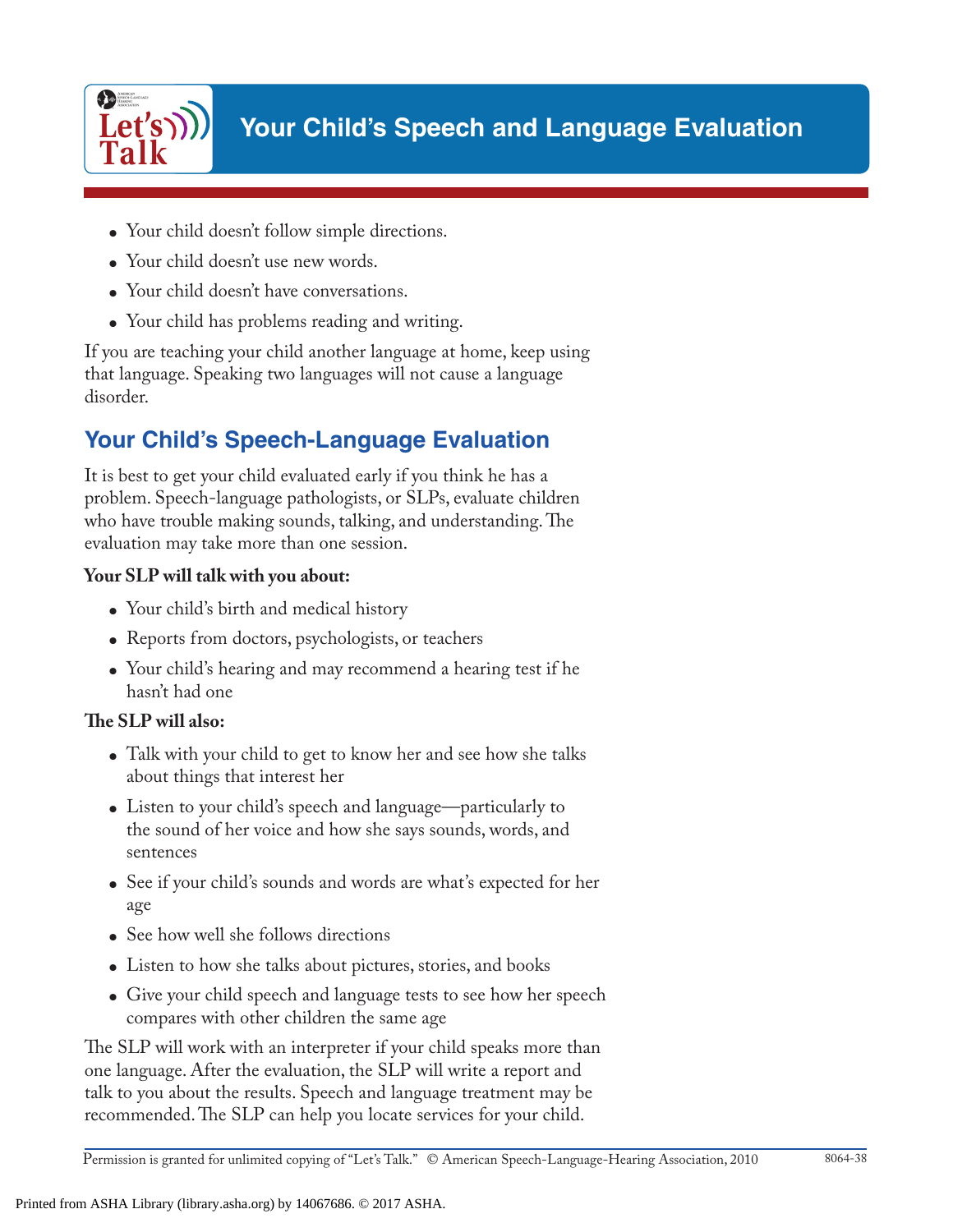- Your child doesn't follow simple directions.
- Your child doesn't use new words.
- Your child doesn't have conversations.
- Your child has problems reading and writing.

If you are teaching your child another language at home, keep using that language. Speaking two languages will not cause a language disorder.

## Your Child's Speech-Language Evaluation

It is best to get your child evaluated early if you think he has a problem. Speech-language pathologists, or SLPs, evaluate children who have trouble making sounds, talking, and understanding. The evaluation may take more than one session.

**Your SLP will talk with you about:**

- Your child's birth and medical history
- Reports from doctors, psychologists, or teachers
- Your child's hearing and may recommend a hearing test if he hasn't had one

**The SLP will also:**

- Talk with your child to get to know her and see how she talks about things that interest her
- Listen to your child's speech and language—particularly to the sound of her voice and how she says sounds, words, and sentences
- See if your child's sounds and words are what's expected for her age
- See how well she follows directions
- Listen to how she talks about pictures, stories, and books
- Give your child speech and language tests to see how her speech compares with other children the same age

The SLP will work with an interpreter if your child speaks more than one language. After the evaluation, the SLP will write a report and talk to you about the results. Speech and language treatment may be recommended. The SLP can help you locate services for your child.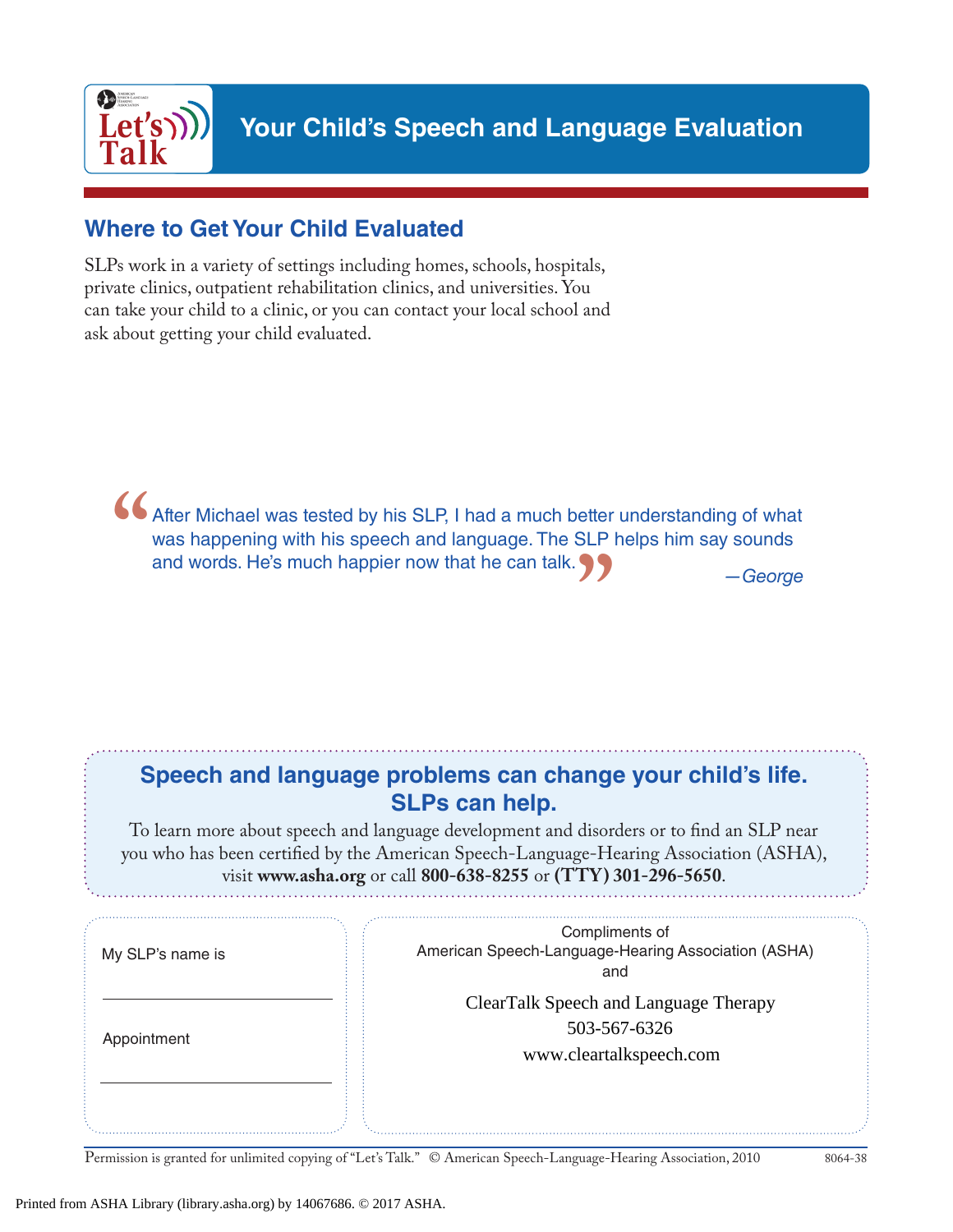# Your Child's Speech and Language Evaluation

## Where to Get Your Child Evaluated

SLPs work in a variety of settings including homes, schools, hospitals, private clinics, outpatient rehabilitation clinics, and universities. You can take your child to a clinic, or you can contact your local school and ask about getting your child evaluated.

> "After Michael was tested by his SLP, I had a much better understanding of what was happening with his speech and language. The SLP helps him say sounds and words. He's much happier now that he can talk."
>
> *—George*

**Speech and language problems can change your child's life. SLPs can help.**

To learn more about speech and language development and disorders or to find an SLP near you who has been certified by the American Speech-Language-Hearing Association (ASHA), visit **www.asha.org** or call **800-638-8255** or **(TTY) 301-296-5650**.

My SLP's name is

______________________

Appointment

______________________

Compliments of
American Speech-Language-Hearing Association (ASHA)
and

ClearTalk Speech and Language Therapy
503-567-6326
www.cleartalkspeech.com

Permission is granted for unlimited copying of "Let's Talk." © American Speech-Language-Hearing Association, 2010 8064-38